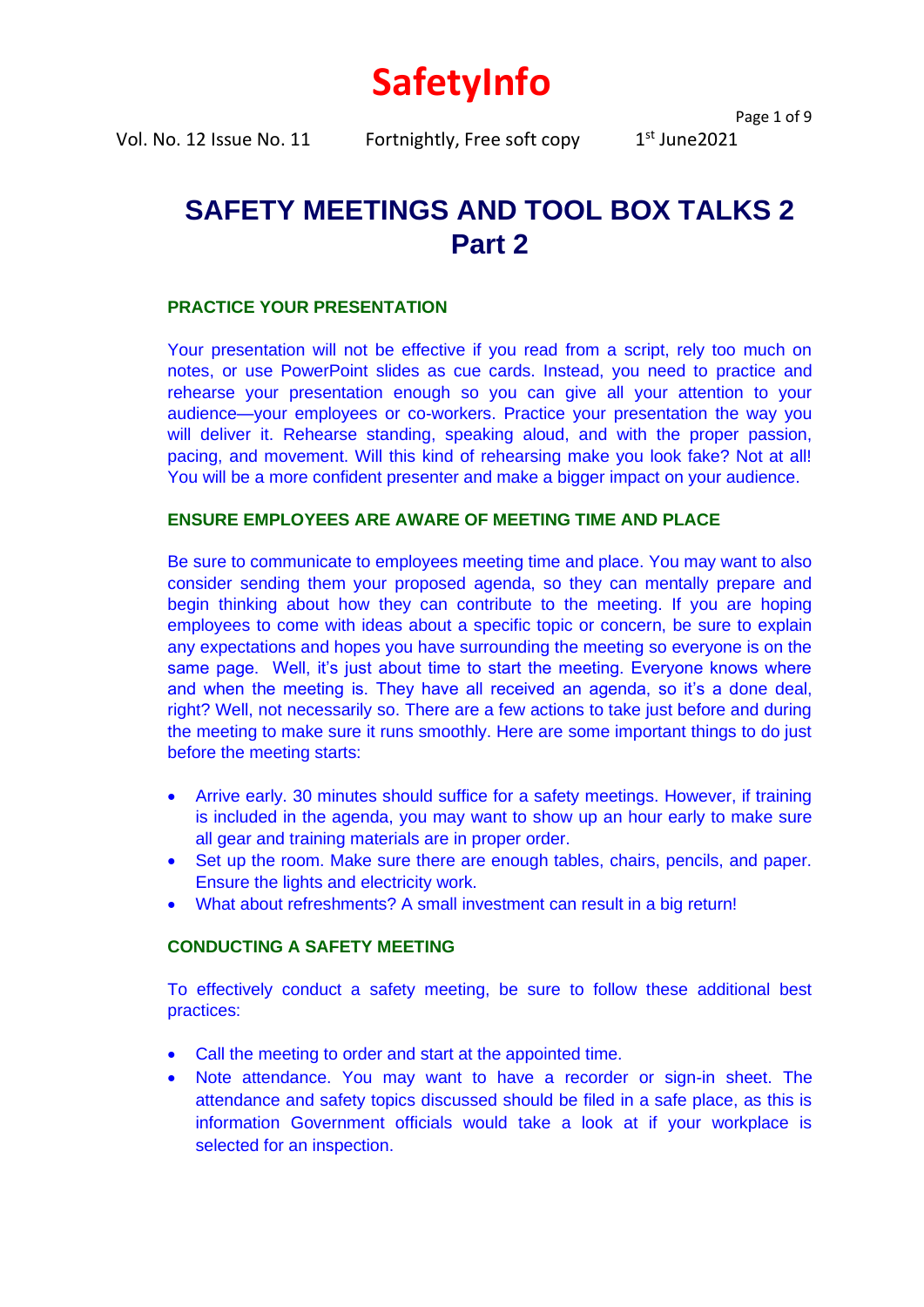# SafetyInfo

Vol. No. 12 Issue No. 11 Fortnightly, Free soft copy 1st June2021

# SAFETY MEETINGS AND TOOL BOX TALKS 2 Part 2

## PRACTICE YOUR PRESENTATION

Your presentation will not be effective if you read from a script, rely too much on notes, or use PowerPoint slides as cue cards. Instead, you need to practice and rehearse your presentation enough so you can give all your attention to your audience—your employees or co-workers. Practice your presentation the way you will deliver it. Rehearse standing, speaking aloud, and with the proper passion, pacing, and movement. Will this kind of rehearsing make you look fake? Not at all! You will be a more confident presenter and make a bigger impact on your audience.

## ENSURE EMPLOYEES ARE AWARE OF MEETING TIME AND PLACE

Be sure to communicate to employees meeting time and place. You may want to also consider sending them your proposed agenda, so they can mentally prepare and begin thinking about how they can contribute to the meeting. If you are hoping employees to come with ideas about a specific topic or concern, be sure to explain any expectations and hopes you have surrounding the meeting so everyone is on the same page. Well, it's just about time to start the meeting. Everyone knows where and when the meeting is. They have all received an agenda, so it's a done deal, right? Well, not necessarily so. There are a few actions to take just before and during the meeting to make sure it runs smoothly. Here are some important things to do just before the meeting starts:

- Arrive early. 30 minutes should suffice for a safety meetings. However, if training is included in the agenda, you may want to show up an hour early to make sure all gear and training materials are in proper order.
- Set up the room. Make sure there are enough tables, chairs, pencils, and paper. Ensure the lights and electricity work.
- What about refreshments? A small investment can result in a big return!

## CONDUCTING A SAFETY MEETING

To effectively conduct a safety meeting, be sure to follow these additional best practices:

- Call the meeting to order and start at the appointed time.
- Note attendance. You may want to have a recorder or sign-in sheet. The attendance and safety topics discussed should be filed in a safe place, as this is information Government officials would take a look at if your workplace is selected for an inspection.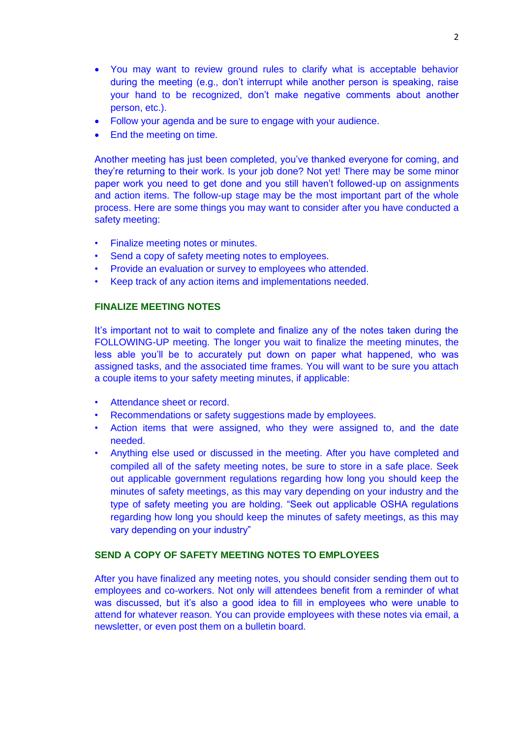- You may want to review ground rules to clarify what is acceptable behavior during the meeting (e.g., don't interrupt while another person is speaking, raise your hand to be recognized, don't make negative comments about another person, etc.).
- Follow your agenda and be sure to engage with your audience.
- End the meeting on time.

Another meeting has just been completed, you've thanked everyone for coming, and they're returning to their work. Is your job done? Not yet! There may be some minor paper work you need to get done and you still haven't followed-up on assignments and action items. The follow-up stage may be the most important part of the whole process. Here are some things you may want to consider after you have conducted a safety meeting:

- Finalize meeting notes or minutes.
- Send a copy of safety meeting notes to employees.
- Provide an evaluation or survey to employees who attended.
- Keep track of any action items and implementations needed.

**FINALIZE MEETING NOTES**

It's important not to wait to complete and finalize any of the notes taken during the FOLLOWING-UP meeting. The longer you wait to finalize the meeting minutes, the less able you'll be to accurately put down on paper what happened, who was assigned tasks, and the associated time frames. You will want to be sure you attach a couple items to your safety meeting minutes, if applicable:

- Attendance sheet or record.
- Recommendations or safety suggestions made by employees.
- Action items that were assigned, who they were assigned to, and the date needed.
- Anything else used or discussed in the meeting. After you have completed and compiled all of the safety meeting notes, be sure to store in a safe place. Seek out applicable government regulations regarding how long you should keep the minutes of safety meetings, as this may vary depending on your industry and the type of safety meeting you are holding. "Seek out applicable OSHA regulations regarding how long you should keep the minutes of safety meetings, as this may vary depending on your industry"

**SEND A COPY OF SAFETY MEETING NOTES TO EMPLOYEES**

After you have finalized any meeting notes, you should consider sending them out to employees and co-workers. Not only will attendees benefit from a reminder of what was discussed, but it's also a good idea to fill in employees who were unable to attend for whatever reason. You can provide employees with these notes via email, a newsletter, or even post them on a bulletin board.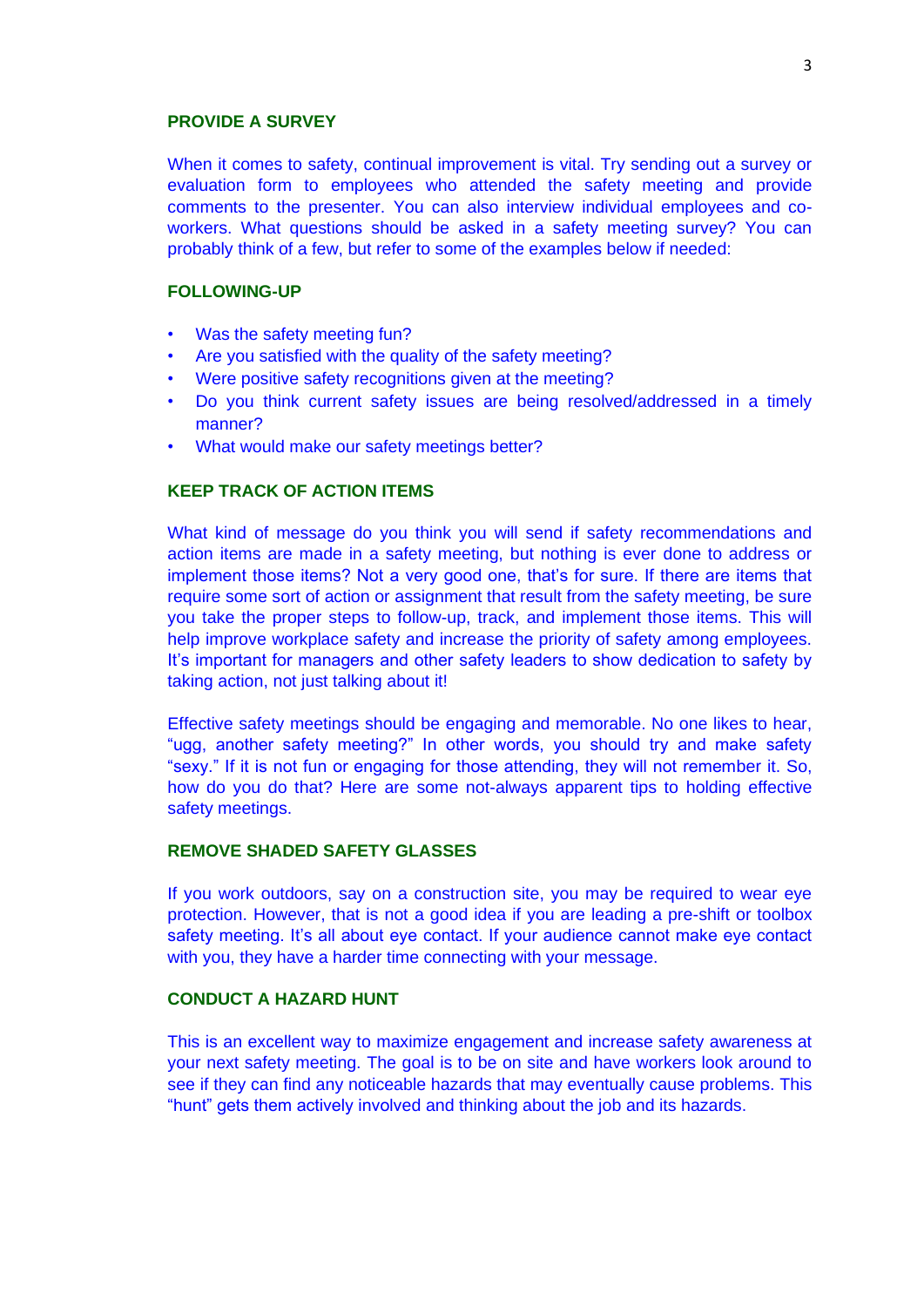### PROVIDE A SURVEY

When it comes to safety, continual improvement is vital. Try sending out a survey or evaluation form to employees who attended the safety meeting and provide comments to the presenter. You can also interview individual employees and co-workers. What questions should be asked in a safety meeting survey? You can probably think of a few, but refer to some of the examples below if needed:

### FOLLOWING-UP

- Was the safety meeting fun?
- Are you satisfied with the quality of the safety meeting?
- Were positive safety recognitions given at the meeting?
- Do you think current safety issues are being resolved/addressed in a timely manner?
- What would make our safety meetings better?

### KEEP TRACK OF ACTION ITEMS

What kind of message do you think you will send if safety recommendations and action items are made in a safety meeting, but nothing is ever done to address or implement those items? Not a very good one, that's for sure. If there are items that require some sort of action or assignment that result from the safety meeting, be sure you take the proper steps to follow-up, track, and implement those items. This will help improve workplace safety and increase the priority of safety among employees. It's important for managers and other safety leaders to show dedication to safety by taking action, not just talking about it!

Effective safety meetings should be engaging and memorable. No one likes to hear, "ugg, another safety meeting?" In other words, you should try and make safety "sexy." If it is not fun or engaging for those attending, they will not remember it. So, how do you do that? Here are some not-always apparent tips to holding effective safety meetings.

### REMOVE SHADED SAFETY GLASSES

If you work outdoors, say on a construction site, you may be required to wear eye protection. However, that is not a good idea if you are leading a pre-shift or toolbox safety meeting. It's all about eye contact. If your audience cannot make eye contact with you, they have a harder time connecting with your message.

### CONDUCT A HAZARD HUNT

This is an excellent way to maximize engagement and increase safety awareness at your next safety meeting. The goal is to be on site and have workers look around to see if they can find any noticeable hazards that may eventually cause problems. This "hunt" gets them actively involved and thinking about the job and its hazards.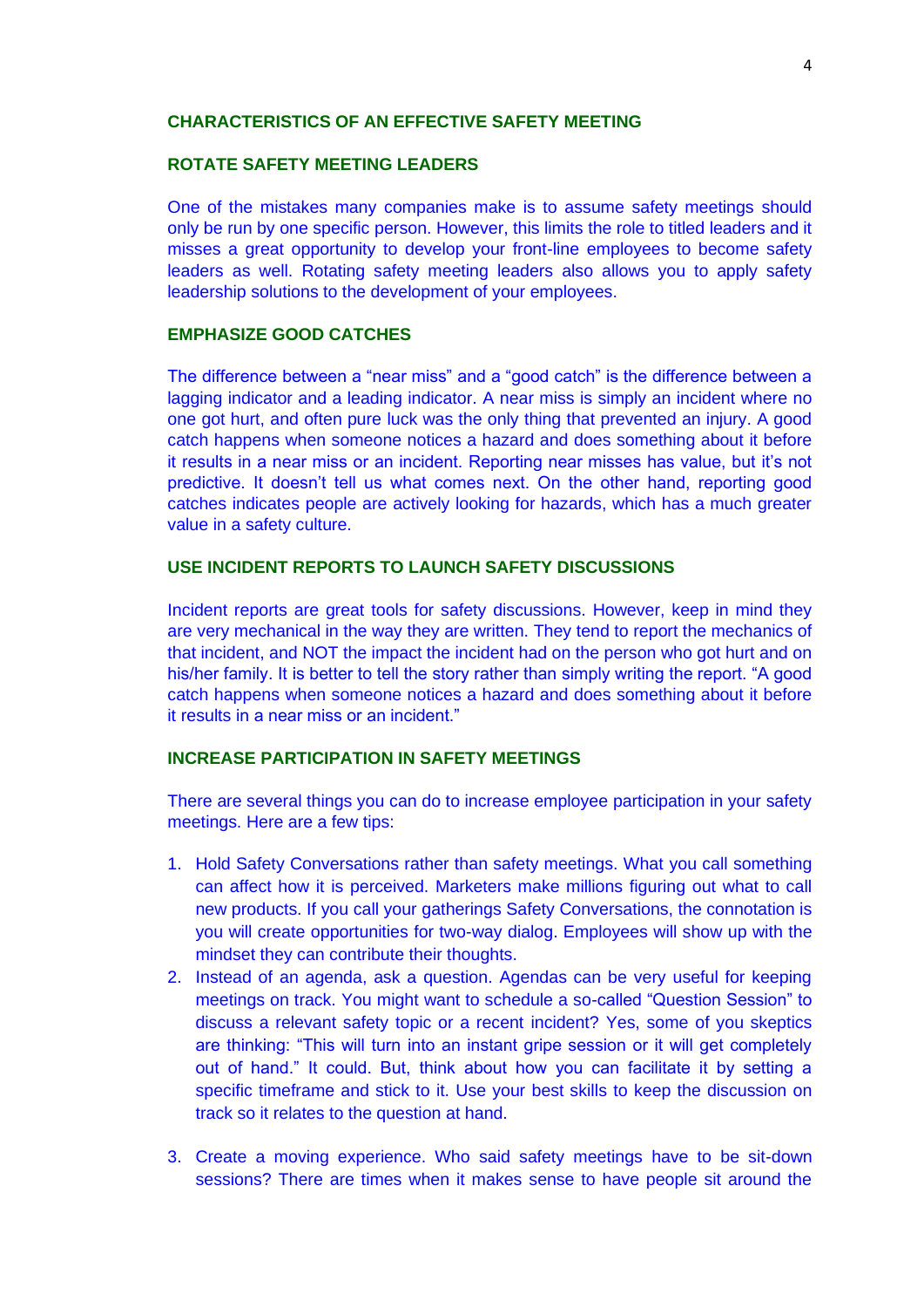## CHARACTERISTICS OF AN EFFECTIVE SAFETY MEETING

### ROTATE SAFETY MEETING LEADERS

One of the mistakes many companies make is to assume safety meetings should only be run by one specific person. However, this limits the role to titled leaders and it misses a great opportunity to develop your front-line employees to become safety leaders as well. Rotating safety meeting leaders also allows you to apply safety leadership solutions to the development of your employees.

### EMPHASIZE GOOD CATCHES

The difference between a "near miss" and a "good catch" is the difference between a lagging indicator and a leading indicator. A near miss is simply an incident where no one got hurt, and often pure luck was the only thing that prevented an injury. A good catch happens when someone notices a hazard and does something about it before it results in a near miss or an incident. Reporting near misses has value, but it's not predictive. It doesn't tell us what comes next. On the other hand, reporting good catches indicates people are actively looking for hazards, which has a much greater value in a safety culture.

### USE INCIDENT REPORTS TO LAUNCH SAFETY DISCUSSIONS

Incident reports are great tools for safety discussions. However, keep in mind they are very mechanical in the way they are written. They tend to report the mechanics of that incident, and NOT the impact the incident had on the person who got hurt and on his/her family. It is better to tell the story rather than simply writing the report. "A good catch happens when someone notices a hazard and does something about it before it results in a near miss or an incident."

### INCREASE PARTICIPATION IN SAFETY MEETINGS

There are several things you can do to increase employee participation in your safety meetings. Here are a few tips:

1. Hold Safety Conversations rather than safety meetings. What you call something can affect how it is perceived. Marketers make millions figuring out what to call new products. If you call your gatherings Safety Conversations, the connotation is you will create opportunities for two-way dialog. Employees will show up with the mindset they can contribute their thoughts.
2. Instead of an agenda, ask a question. Agendas can be very useful for keeping meetings on track. You might want to schedule a so-called "Question Session" to discuss a relevant safety topic or a recent incident? Yes, some of you skeptics are thinking: "This will turn into an instant gripe session or it will get completely out of hand." It could. But, think about how you can facilitate it by setting a specific timeframe and stick to it. Use your best skills to keep the discussion on track so it relates to the question at hand.
3. Create a moving experience. Who said safety meetings have to be sit-down sessions? There are times when it makes sense to have people sit around the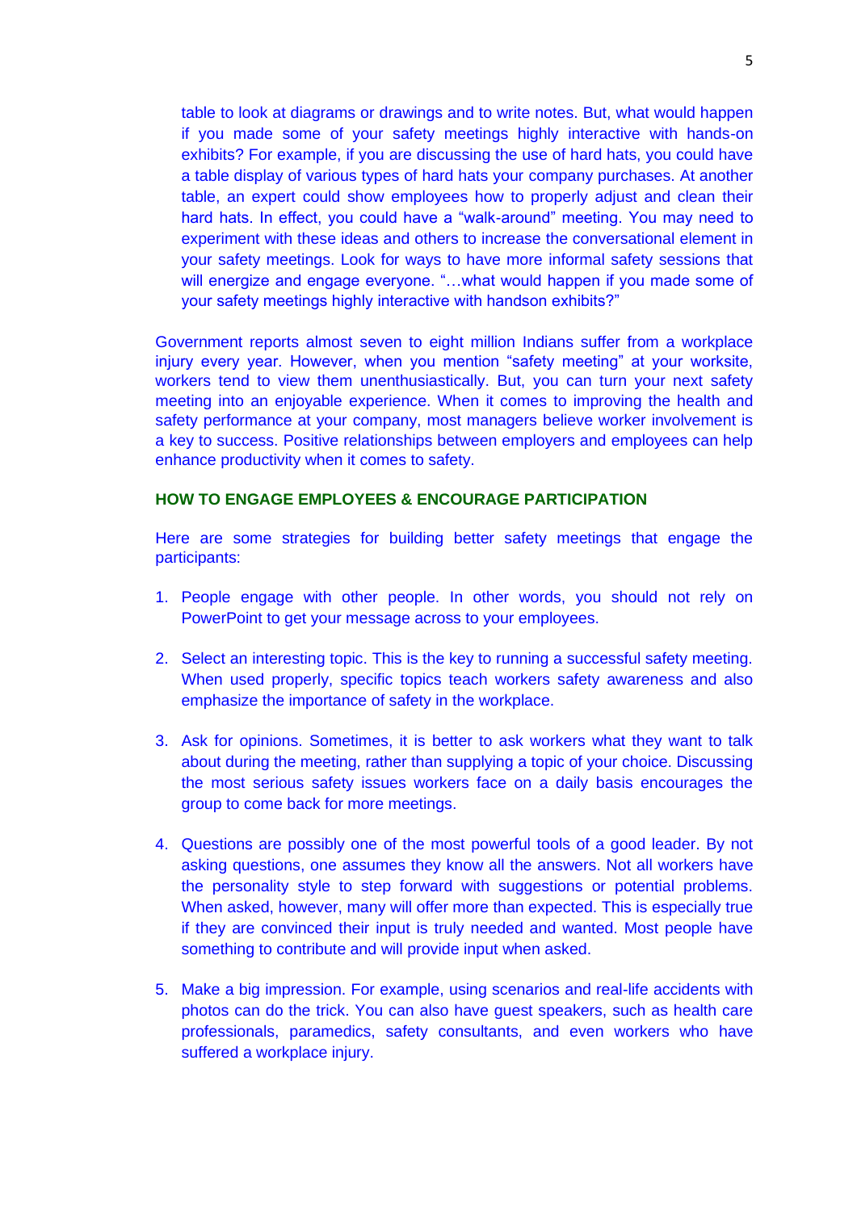table to look at diagrams or drawings and to write notes. But, what would happen if you made some of your safety meetings highly interactive with hands-on exhibits? For example, if you are discussing the use of hard hats, you could have a table display of various types of hard hats your company purchases. At another table, an expert could show employees how to properly adjust and clean their hard hats. In effect, you could have a "walk-around" meeting. You may need to experiment with these ideas and others to increase the conversational element in your safety meetings. Look for ways to have more informal safety sessions that will energize and engage everyone. "…what would happen if you made some of your safety meetings highly interactive with handson exhibits?"

Government reports almost seven to eight million Indians suffer from a workplace injury every year. However, when you mention "safety meeting" at your worksite, workers tend to view them unenthusiastically. But, you can turn your next safety meeting into an enjoyable experience. When it comes to improving the health and safety performance at your company, most managers believe worker involvement is a key to success. Positive relationships between employers and employees can help enhance productivity when it comes to safety.

## HOW TO ENGAGE EMPLOYEES & ENCOURAGE PARTICIPATION

Here are some strategies for building better safety meetings that engage the participants:

1. People engage with other people. In other words, you should not rely on PowerPoint to get your message across to your employees.

2. Select an interesting topic. This is the key to running a successful safety meeting. When used properly, specific topics teach workers safety awareness and also emphasize the importance of safety in the workplace.

3. Ask for opinions. Sometimes, it is better to ask workers what they want to talk about during the meeting, rather than supplying a topic of your choice. Discussing the most serious safety issues workers face on a daily basis encourages the group to come back for more meetings.

4. Questions are possibly one of the most powerful tools of a good leader. By not asking questions, one assumes they know all the answers. Not all workers have the personality style to step forward with suggestions or potential problems. When asked, however, many will offer more than expected. This is especially true if they are convinced their input is truly needed and wanted. Most people have something to contribute and will provide input when asked.

5. Make a big impression. For example, using scenarios and real-life accidents with photos can do the trick. You can also have guest speakers, such as health care professionals, paramedics, safety consultants, and even workers who have suffered a workplace injury.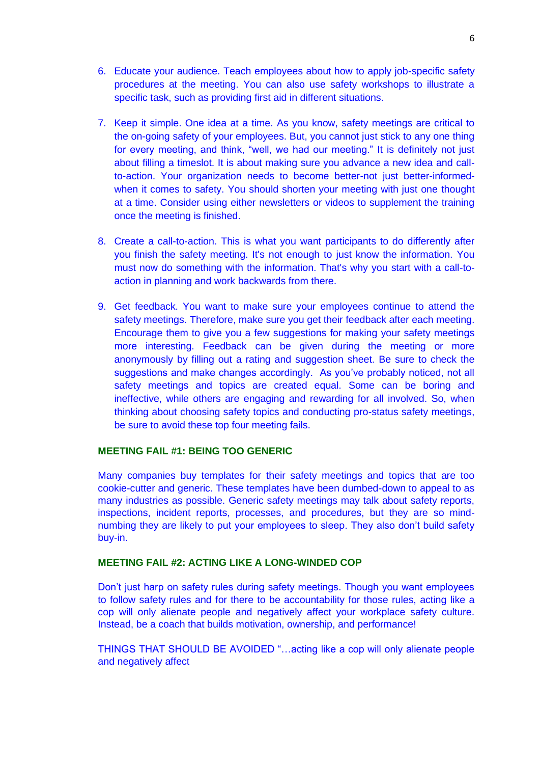6. Educate your audience. Teach employees about how to apply job-specific safety procedures at the meeting. You can also use safety workshops to illustrate a specific task, such as providing first aid in different situations.

7. Keep it simple. One idea at a time. As you know, safety meetings are critical to the on-going safety of your employees. But, you cannot just stick to any one thing for every meeting, and think, "well, we had our meeting." It is definitely not just about filling a timeslot. It is about making sure you advance a new idea and call-to-action. Your organization needs to become better-not just better-informed-when it comes to safety. You should shorten your meeting with just one thought at a time. Consider using either newsletters or videos to supplement the training once the meeting is finished.

8. Create a call-to-action. This is what you want participants to do differently after you finish the safety meeting. It's not enough to just know the information. You must now do something with the information. That's why you start with a call-to-action in planning and work backwards from there.

9. Get feedback. You want to make sure your employees continue to attend the safety meetings. Therefore, make sure you get their feedback after each meeting. Encourage them to give you a few suggestions for making your safety meetings more interesting. Feedback can be given during the meeting or more anonymously by filling out a rating and suggestion sheet. Be sure to check the suggestions and make changes accordingly. As you've probably noticed, not all safety meetings and topics are created equal. Some can be boring and ineffective, while others are engaging and rewarding for all involved. So, when thinking about choosing safety topics and conducting pro-status safety meetings, be sure to avoid these top four meeting fails.

**MEETING FAIL #1: BEING TOO GENERIC**

Many companies buy templates for their safety meetings and topics that are too cookie-cutter and generic. These templates have been dumbed-down to appeal to as many industries as possible. Generic safety meetings may talk about safety reports, inspections, incident reports, processes, and procedures, but they are so mind-numbing they are likely to put your employees to sleep. They also don't build safety buy-in.

**MEETING FAIL #2: ACTING LIKE A LONG-WINDED COP**

Don't just harp on safety rules during safety meetings. Though you want employees to follow safety rules and for there to be accountability for those rules, acting like a cop will only alienate people and negatively affect your workplace safety culture. Instead, be a coach that builds motivation, ownership, and performance!

THINGS THAT SHOULD BE AVOIDED "…acting like a cop will only alienate people and negatively affect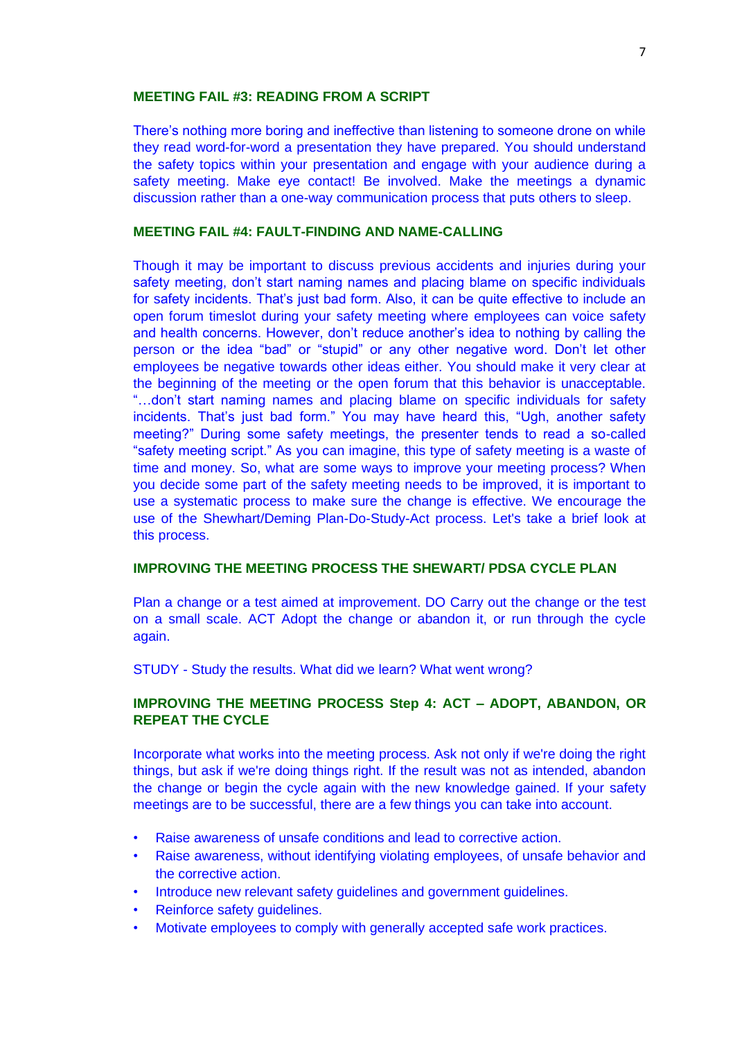### MEETING FAIL #3: READING FROM A SCRIPT

There's nothing more boring and ineffective than listening to someone drone on while they read word-for-word a presentation they have prepared. You should understand the safety topics within your presentation and engage with your audience during a safety meeting. Make eye contact! Be involved. Make the meetings a dynamic discussion rather than a one-way communication process that puts others to sleep.

### MEETING FAIL #4: FAULT-FINDING AND NAME-CALLING

Though it may be important to discuss previous accidents and injuries during your safety meeting, don't start naming names and placing blame on specific individuals for safety incidents. That's just bad form. Also, it can be quite effective to include an open forum timeslot during your safety meeting where employees can voice safety and health concerns. However, don't reduce another's idea to nothing by calling the person or the idea "bad" or "stupid" or any other negative word. Don't let other employees be negative towards other ideas either. You should make it very clear at the beginning of the meeting or the open forum that this behavior is unacceptable. "…don't start naming names and placing blame on specific individuals for safety incidents. That's just bad form." You may have heard this, "Ugh, another safety meeting?" During some safety meetings, the presenter tends to read a so-called "safety meeting script." As you can imagine, this type of safety meeting is a waste of time and money. So, what are some ways to improve your meeting process? When you decide some part of the safety meeting needs to be improved, it is important to use a systematic process to make sure the change is effective. We encourage the use of the Shewhart/Deming Plan-Do-Study-Act process. Let's take a brief look at this process.

### IMPROVING THE MEETING PROCESS THE SHEWART/ PDSA CYCLE PLAN

Plan a change or a test aimed at improvement. DO Carry out the change or the test on a small scale. ACT Adopt the change or abandon it, or run through the cycle again.

STUDY - Study the results. What did we learn? What went wrong?

### IMPROVING THE MEETING PROCESS Step 4: ACT – ADOPT, ABANDON, OR REPEAT THE CYCLE

Incorporate what works into the meeting process. Ask not only if we're doing the right things, but ask if we're doing things right. If the result was not as intended, abandon the change or begin the cycle again with the new knowledge gained. If your safety meetings are to be successful, there are a few things you can take into account.

- Raise awareness of unsafe conditions and lead to corrective action.
- Raise awareness, without identifying violating employees, of unsafe behavior and the corrective action.
- Introduce new relevant safety guidelines and government guidelines.
- Reinforce safety guidelines.
- Motivate employees to comply with generally accepted safe work practices.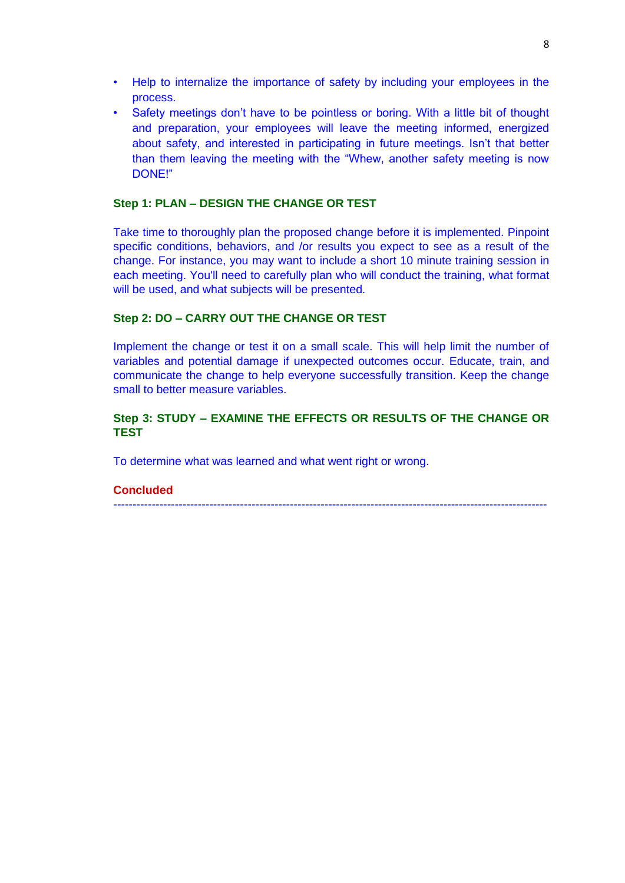- Help to internalize the importance of safety by including your employees in the process.
- Safety meetings don't have to be pointless or boring. With a little bit of thought and preparation, your employees will leave the meeting informed, energized about safety, and interested in participating in future meetings. Isn't that better than them leaving the meeting with the "Whew, another safety meeting is now DONE!"

### Step 1: PLAN – DESIGN THE CHANGE OR TEST

Take time to thoroughly plan the proposed change before it is implemented. Pinpoint specific conditions, behaviors, and /or results you expect to see as a result of the change. For instance, you may want to include a short 10 minute training session in each meeting. You'll need to carefully plan who will conduct the training, what format will be used, and what subjects will be presented.

### Step 2: DO – CARRY OUT THE CHANGE OR TEST

Implement the change or test it on a small scale. This will help limit the number of variables and potential damage if unexpected outcomes occur. Educate, train, and communicate the change to help everyone successfully transition. Keep the change small to better measure variables.

### Step 3: STUDY – EXAMINE THE EFFECTS OR RESULTS OF THE CHANGE OR TEST

To determine what was learned and what went right or wrong.

**Concluded**

---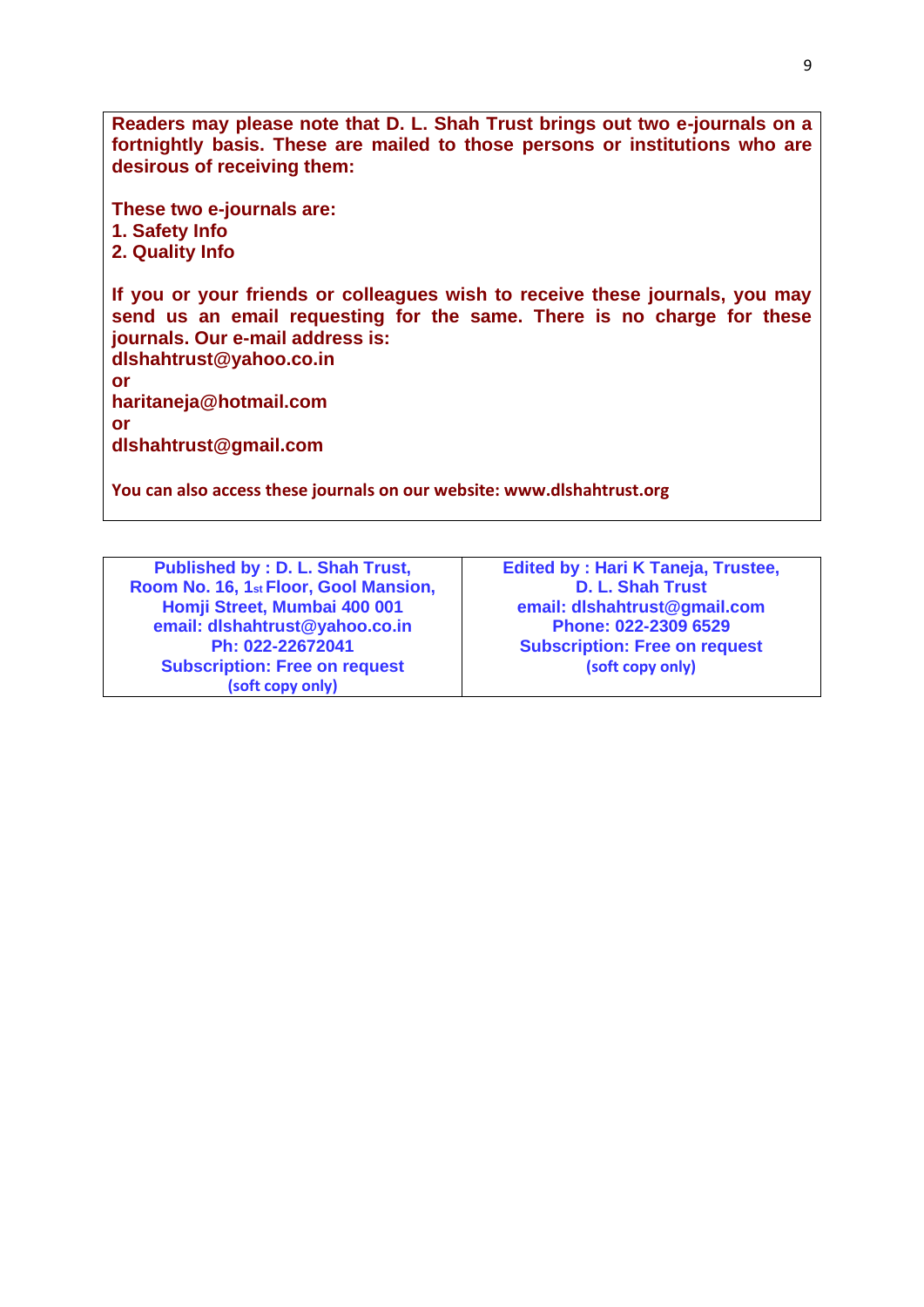**Readers may please note that D. L. Shah Trust brings out two e-journals on a fortnightly basis. These are mailed to those persons or institutions who are desirous of receiving them:**

**These two e-journals are:**
**1. Safety Info**
**2. Quality Info**

**If you or your friends or colleagues wish to receive these journals, you may send us an email requesting for the same. There is no charge for these journals. Our e-mail address is:**
**dlshahtrust@yahoo.co.in**
**or**
**haritaneja@hotmail.com**
**or**
**dlshahtrust@gmail.com**

**You can also access these journals on our website: www.dlshahtrust.org**

| | |
|---|---|
| **Published by : D. L. Shah Trust,**<br>**Room No. 16, 1st Floor, Gool Mansion,**<br>**Homji Street, Mumbai 400 001**<br>**email: dlshahtrust@yahoo.co.in**<br>**Ph: 022-22672041**<br>**Subscription: Free on request**<br>**(soft copy only)** | **Edited by : Hari K Taneja, Trustee,**<br>**D. L. Shah Trust**<br>**email: dlshahtrust@gmail.com**<br>**Phone: 022-2309 6529**<br>**Subscription: Free on request**<br>**(soft copy only)** |